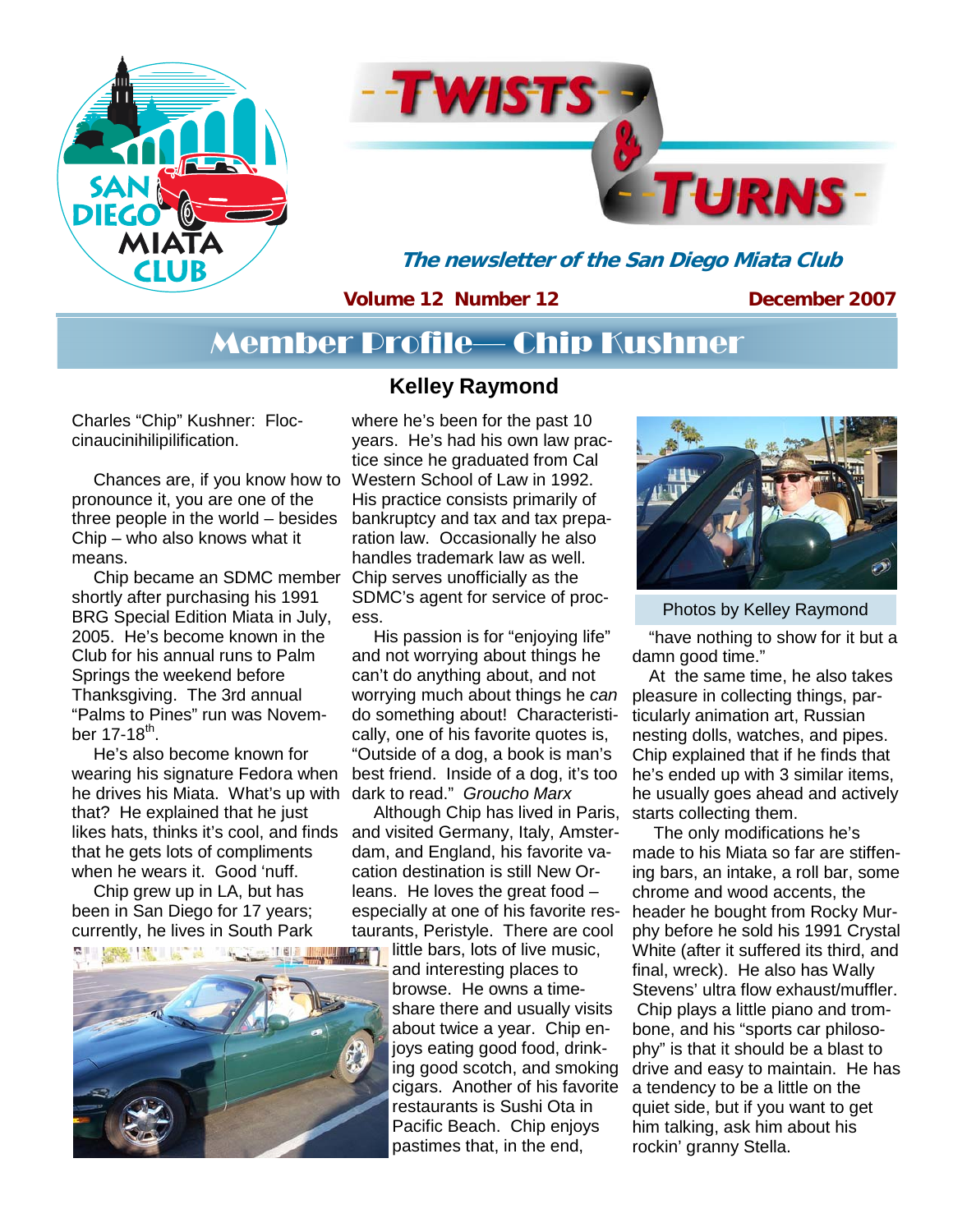# Twists & Turns

***The newsletter of the San Diego Miata Club***

**Volume 12 Number 12** **December 2007**

## Member Profile— Chip Kushner

### Kelley Raymond

Charles "Chip" Kushner: Floccinaucinihilipilification.

Chances are, if you know how to pronounce it, you are one of the three people in the world – besides Chip – who also knows what it means.

Chip became an SDMC member shortly after purchasing his 1991 BRG Special Edition Miata in July, 2005. He's become known in the Club for his annual runs to Palm Springs the weekend before Thanksgiving. The 3rd annual "Palms to Pines" run was November 17-18th.

He's also become known for wearing his signature Fedora when he drives his Miata. What's up with that? He explained that he just likes hats, thinks it's cool, and finds that he gets lots of compliments when he wears it. Good 'nuff.

Chip grew up in LA, but has been in San Diego for 17 years; currently, he lives in South Park where he's been for the past 10 years. He's had his own law practice since he graduated from Cal Western School of Law in 1992. His practice consists primarily of bankruptcy and tax and tax preparation law. Occasionally he also handles trademark law as well. Chip serves unofficially as the SDMC's agent for service of process.

His passion is for "enjoying life" and not worrying about things he can't do anything about, and not worrying much about things he *can* do something about! Characteristically, one of his favorite quotes is, "Outside of a dog, a book is man's best friend. Inside of a dog, it's too dark to read." *Groucho Marx*

Although Chip has lived in Paris, and visited Germany, Italy, Amsterdam, and England, his favorite vacation destination is still New Orleans. He loves the great food – especially at one of his favorite restaurants, Peristyle. There are cool little bars, lots of live music, and interesting places to browse. He owns a timeshare there and usually visits about twice a year. Chip enjoys eating good food, drinking good scotch, and smoking cigars. Another of his favorite restaurants is Sushi Ota in Pacific Beach. Chip enjoys pastimes that, in the end, "have nothing to show for it but a damn good time."

Photos by Kelley Raymond

At the same time, he also takes pleasure in collecting things, particularly animation art, Russian nesting dolls, watches, and pipes. Chip explained that if he finds that he's ended up with 3 similar items, he usually goes ahead and actively starts collecting them.

The only modifications he's made to his Miata so far are stiffening bars, an intake, a roll bar, some chrome and wood accents, the header he bought from Rocky Murphy before he sold his 1991 Crystal White (after it suffered its third, and final, wreck). He also has Wally Stevens' ultra flow exhaust/muffler. Chip plays a little piano and trombone, and his "sports car philosophy" is that it should be a blast to drive and easy to maintain. He has a tendency to be a little on the quiet side, but if you want to get him talking, ask him about his rockin' granny Stella.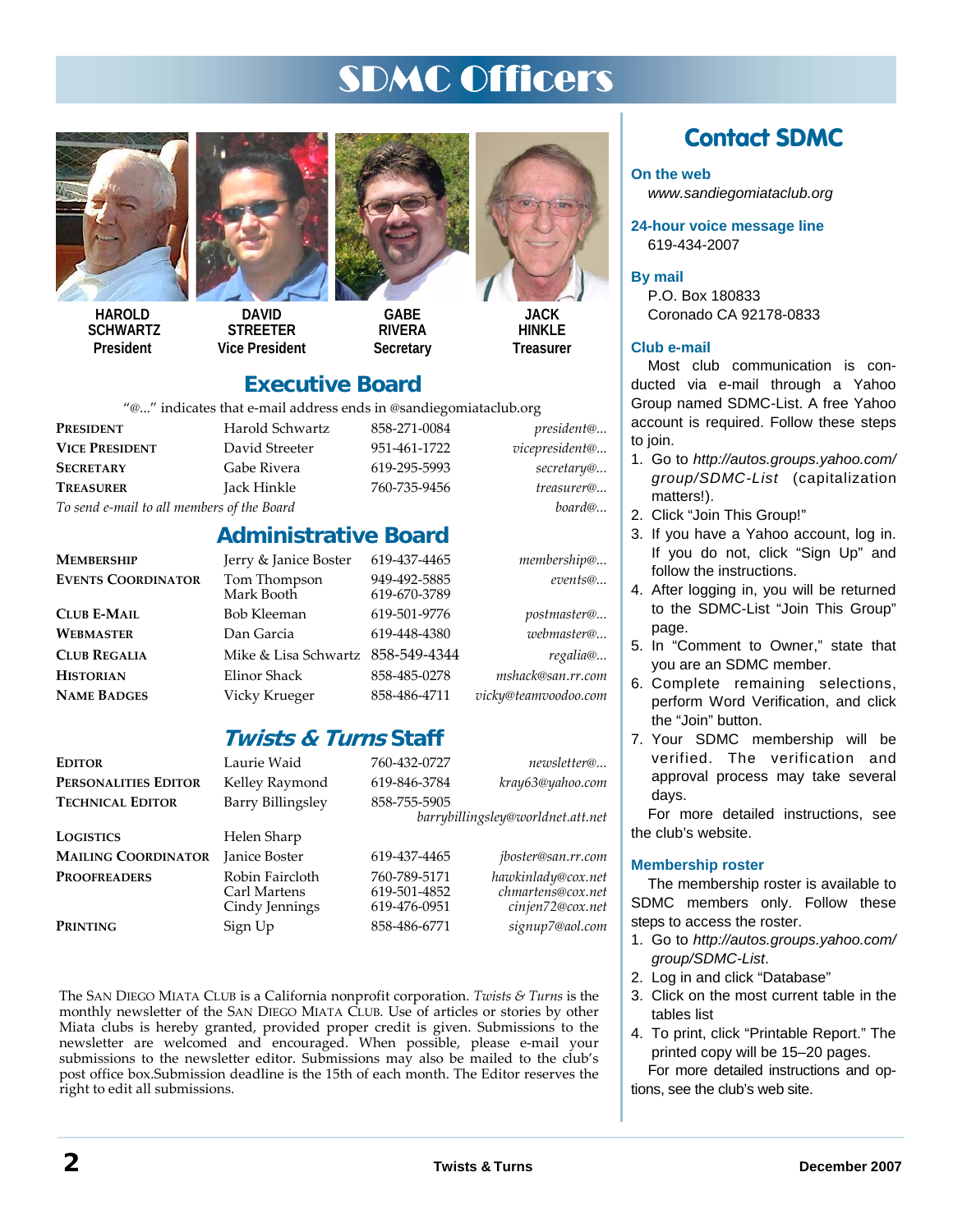# SDMC Officers

**HAROLD SCHWARTZ**
President

**DAVID STREETER**
Vice President

**GABE RIVERA**
Secretary

**JACK HINKLE**
Treasurer

## Executive Board

"@..." indicates that e-mail address ends in @sandiegomiataclub.org

| | | | |
|---|---|---|---|
| **PRESIDENT** | Harold Schwartz | 858-271-0084 | *president@...* |
| **VICE PRESIDENT** | David Streeter | 951-461-1722 | *vicepresident@...* |
| **SECRETARY** | Gabe Rivera | 619-295-5993 | *secretary@...* |
| **TREASURER** | Jack Hinkle | 760-735-9456 | *treasurer@...* |
| *To send e-mail to all members of the Board* | | | *board@...* |

## Administrative Board

| | | | |
|---|---|---|---|
| **MEMBERSHIP** | Jerry & Janice Boster | 619-437-4465 | *membership@...* |
| **EVENTS COORDINATOR** | Tom Thompson<br>Mark Booth | 949-492-5885<br>619-670-3789 | *events@...* |
| **CLUB E-MAIL** | Bob Kleeman | 619-501-9776 | *postmaster@...* |
| **WEBMASTER** | Dan Garcia | 619-448-4380 | *webmaster@...* |
| **CLUB REGALIA** | Mike & Lisa Schwartz | 858-549-4344 | *regalia@...* |
| **HISTORIAN** | Elinor Shack | 858-485-0278 | *mshack@san.rr.com* |
| **NAME BADGES** | Vicky Krueger | 858-486-4711 | *vicky@teamvoodoo.com* |

## *Twists & Turns* Staff

| | | | |
|---|---|---|---|
| **EDITOR** | Laurie Waid | 760-432-0727 | *newsletter@...* |
| **PERSONALITIES EDITOR** | Kelley Raymond | 619-846-3784 | *kray63@yahoo.com* |
| **TECHNICAL EDITOR** | Barry Billingsley | 858-755-5905 | *barrybillingsley@worldnet.att.net* |
| **LOGISTICS** | Helen Sharp | | |
| **MAILING COORDINATOR** | Janice Boster | 619-437-4465 | *jboster@san.rr.com* |
| **PROOFREADERS** | Robin Faircloth<br>Carl Martens<br>Cindy Jennings | 760-789-5171<br>619-501-4852<br>619-476-0951 | *hawkinlady@cox.net*<br>*chmartens@cox.net*<br>*cinjen72@cox.net* |
| **PRINTING** | Sign Up | 858-486-6771 | *signup7@aol.com* |

The SAN DIEGO MIATA CLUB is a California nonprofit corporation. *Twists & Turns* is the monthly newsletter of the SAN DIEGO MIATA CLUB. Use of articles or stories by other Miata clubs is hereby granted, provided proper credit is given. Submissions to the newsletter are welcomed and encouraged. When possible, please e-mail your submissions to the newsletter editor. Submissions may also be mailed to the club's post office box.Submission deadline is the 15th of each month. The Editor reserves the right to edit all submissions.

## Contact SDMC

### On the web

*www.sandiegomiataclub.org*

### 24-hour voice message line

619-434-2007

### By mail

P.O. Box 180833
Coronado CA 92178-0833

### Club e-mail

Most club communication is conducted via e-mail through a Yahoo Group named SDMC-List. A free Yahoo account is required. Follow these steps to join.

1. Go to *http://autos.groups.yahoo.com/group/SDMC-List* (capitalization matters!).
2. Click "Join This Group!"
3. If you have a Yahoo account, log in. If you do not, click "Sign Up" and follow the instructions.
4. After logging in, you will be returned to the SDMC-List "Join This Group" page.
5. In "Comment to Owner," state that you are an SDMC member.
6. Complete remaining selections, perform Word Verification, and click the "Join" button.
7. Your SDMC membership will be verified. The verification and approval process may take several days.

For more detailed instructions, see the club's website.

### Membership roster

The membership roster is available to SDMC members only. Follow these steps to access the roster.

1. Go to *http://autos.groups.yahoo.com/group/SDMC-List*.
2. Log in and click "Database"
3. Click on the most current table in the tables list
4. To print, click "Printable Report." The printed copy will be 15–20 pages.

For more detailed instructions and options, see the club's web site.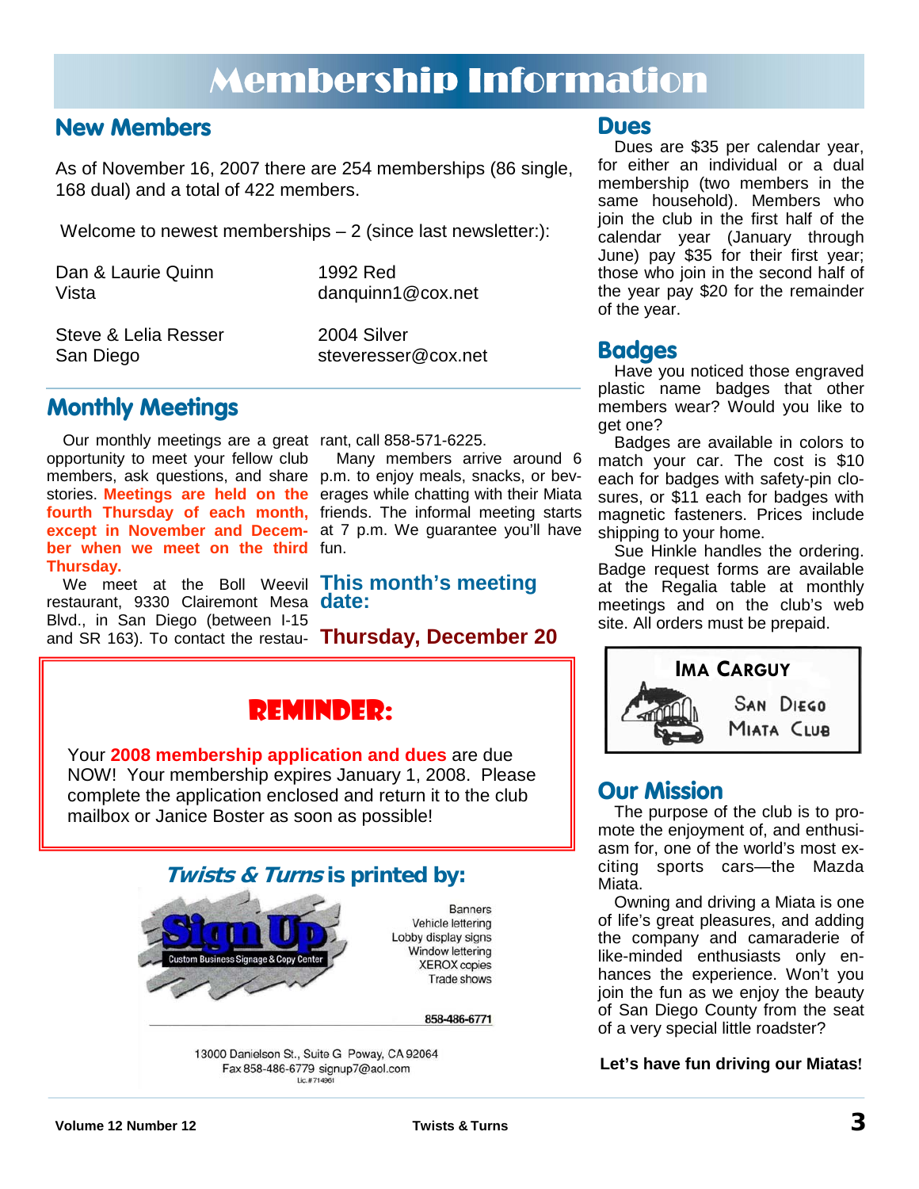# Membership Information

## New Members

As of November 16, 2007 there are 254 memberships (86 single, 168 dual) and a total of 422 members.

Welcome to newest memberships – 2 (since last newsletter:):

| | |
|---|---|
| Dan & Laurie Quinn<br>Vista | 1992 Red<br>danquinn1@cox.net |
| Steve & Lelia Resser<br>San Diego | 2004 Silver<br>steveresser@cox.net |

## Monthly Meetings

Our monthly meetings are a great opportunity to meet your fellow club members, ask questions, and share stories. **Meetings are held on the fourth Thursday of each month, except in November and December when we meet on the third Thursday.**

We meet at the Boll Weevil restaurant, 9330 Clairemont Mesa Blvd., in San Diego (between I-15 and SR 163). To contact the restaurant, call 858-571-6225.

Many members arrive around 6 p.m. to enjoy meals, snacks, or beverages while chatting with their Miata friends. The informal meeting starts at 7 p.m. We guarantee you'll have fun.

### This month's meeting date:

**Thursday, December 20**

## REMINDER:

Your **2008 membership application and dues** are due NOW! Your membership expires January 1, 2008. Please complete the application enclosed and return it to the club mailbox or Janice Boster as soon as possible!

### *Twists & Turns* is printed by:

Sign Up
Custom Business Signage & Copy Center

Banners
Vehicle lettering
Lobby display signs
Window lettering
XEROX copies
Trade shows

858-486-6771

13000 Danielson St., Suite G Poway, CA 92064
Fax 858-486-6779 signup7@aol.com
Lic.#714861

## Dues

Dues are $35 per calendar year, for either an individual or a dual membership (two members in the same household). Members who join the club in the first half of the calendar year (January through June) pay $35 for their first year; those who join in the second half of the year pay $20 for the remainder of the year.

## Badges

Have you noticed those engraved plastic name badges that other members wear? Would you like to get one?

Badges are available in colors to match your car. The cost is $10 each for badges with safety-pin closures, or $11 each for badges with magnetic fasteners. Prices include shipping to your home.

Sue Hinkle handles the ordering. Badge request forms are available at the Regalia table at monthly meetings and on the club's web site. All orders must be prepaid.

IMA CARGUY
SAN DIEGO
MIATA CLUB

## Our Mission

The purpose of the club is to promote the enjoyment of, and enthusiasm for, one of the world's most exciting sports cars—the Mazda Miata.

Owning and driving a Miata is one of life's great pleasures, and adding the company and camaraderie of like-minded enthusiasts only enhances the experience. Won't you join the fun as we enjoy the beauty of San Diego County from the seat of a very special little roadster?

**Let's have fun driving our Miatas!**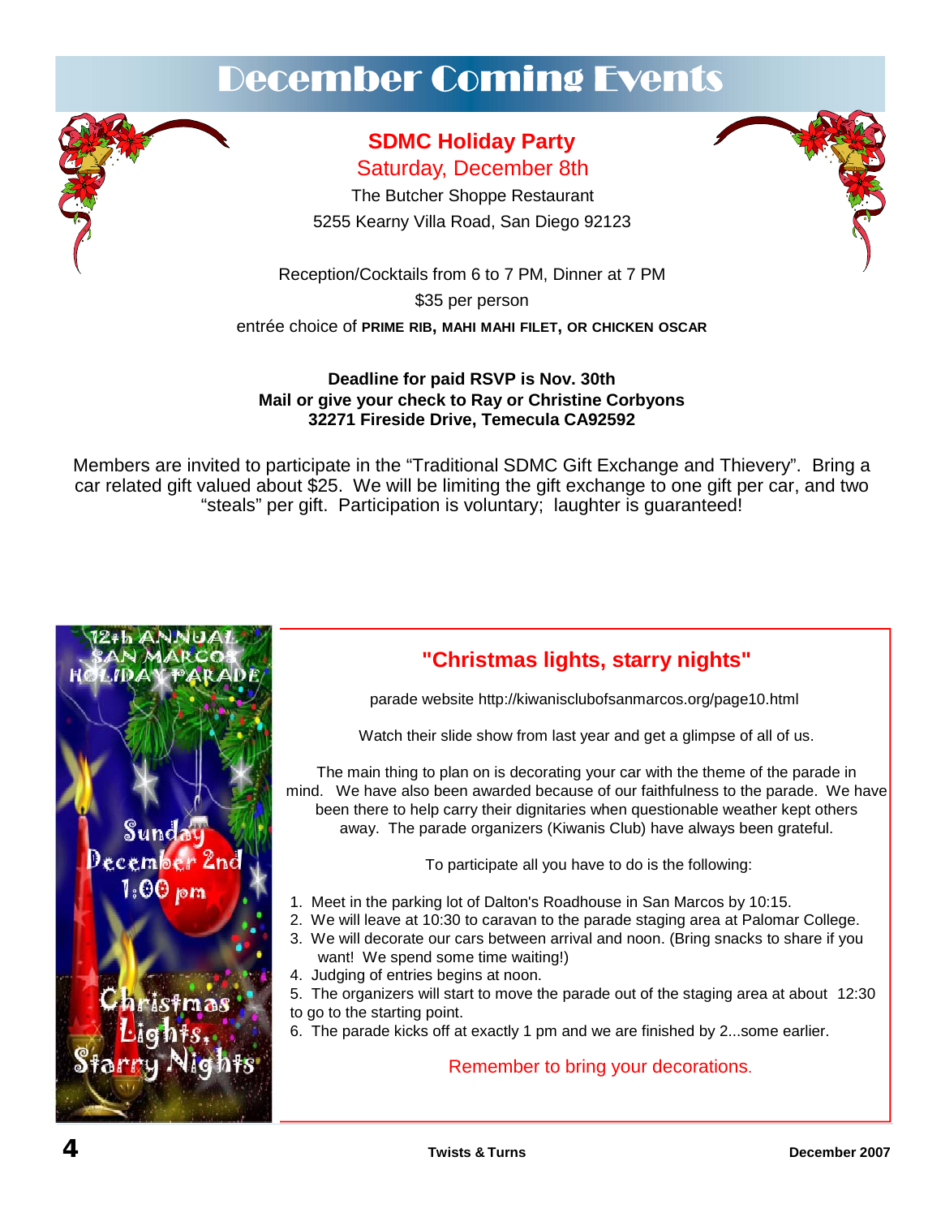# December Coming Events

## SDMC Holiday Party

**Saturday, December 8th**

The Butcher Shoppe Restaurant
5255 Kearny Villa Road, San Diego 92123

Reception/Cocktails from 6 to 7 PM, Dinner at 7 PM

$35 per person

entrée choice of PRIME RIB, MAHI MAHI FILET, OR CHICKEN OSCAR

**Deadline for paid RSVP is Nov. 30th**
**Mail or give your check to Ray or Christine Corbyons**
**32271 Fireside Drive, Temecula CA92592**

Members are invited to participate in the "Traditional SDMC Gift Exchange and Thievery". Bring a car related gift valued about $25. We will be limiting the gift exchange to one gift per car, and two "steals" per gift. Participation is voluntary; laughter is guaranteed!

12th ANNUAL SAN MARCOS HOLIDAY PARADE

Sunday December 2nd 1:00 pm

Christmas Lights, Starry Nights

## "Christmas lights, starry nights"

parade website http://kiwanisclubofsanmarcos.org/page10.html

Watch their slide show from last year and get a glimpse of all of us.

The main thing to plan on is decorating your car with the theme of the parade in mind. We have also been awarded because of our faithfulness to the parade. We have been there to help carry their dignitaries when questionable weather kept others away. The parade organizers (Kiwanis Club) have always been grateful.

To participate all you have to do is the following:

1. Meet in the parking lot of Dalton's Roadhouse in San Marcos by 10:15.
2. We will leave at 10:30 to caravan to the parade staging area at Palomar College.
3. We will decorate our cars between arrival and noon. (Bring snacks to share if you want! We spend some time waiting!)
4. Judging of entries begins at noon.
5. The organizers will start to move the parade out of the staging area at about 12:30 to go to the starting point.
6. The parade kicks off at exactly 1 pm and we are finished by 2...some earlier.

Remember to bring your decorations.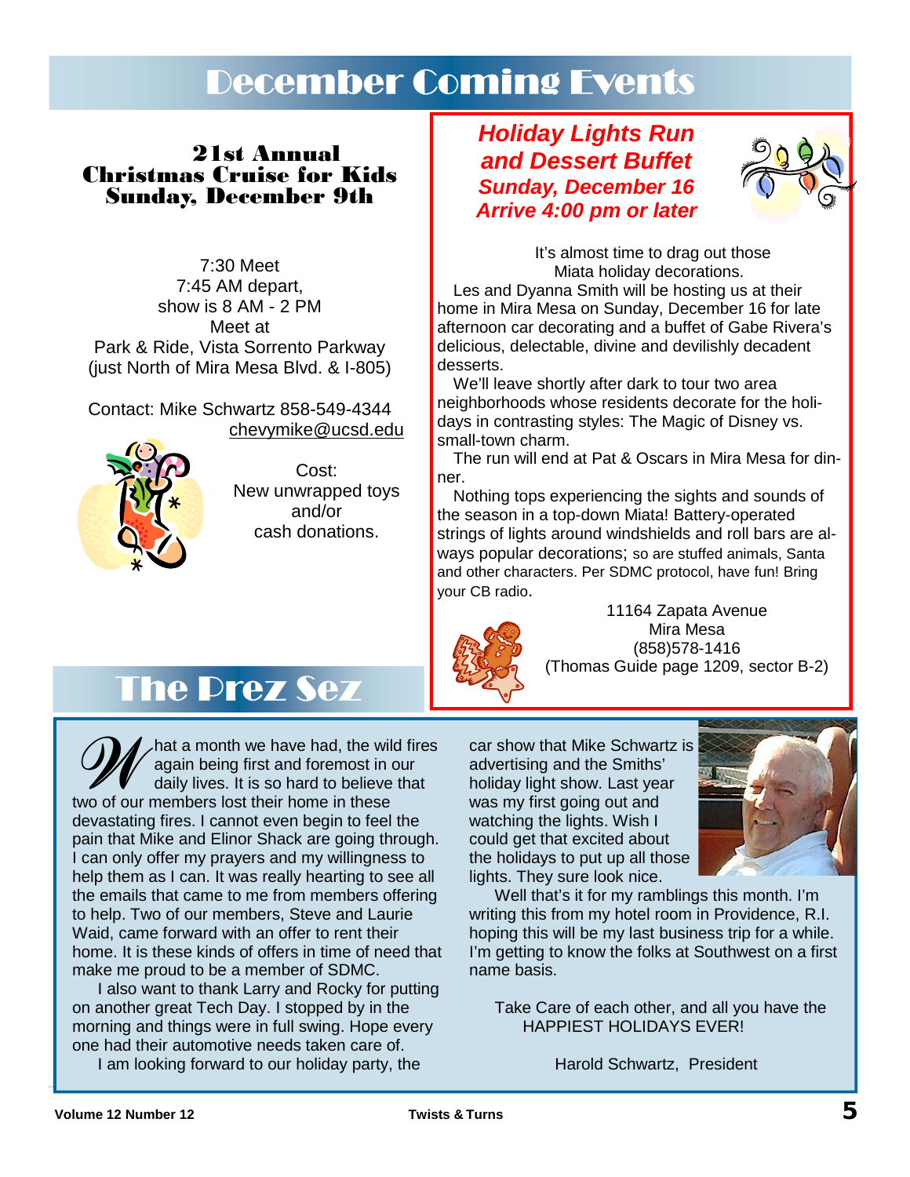# December Coming Events

## 21st Annual Christmas Cruise for Kids Sunday, December 9th

7:30 Meet
7:45 AM depart,
show is 8 AM - 2 PM
Meet at
Park & Ride, Vista Sorrento Parkway
(just North of Mira Mesa Blvd. & I-805)

Contact: Mike Schwartz 858-549-4344
chevymike@ucsd.edu

Cost:
New unwrapped toys
and/or
cash donations.

## *Holiday Lights Run and Dessert Buffet*

***Sunday, December 16***
***Arrive 4:00 pm or later***

It's almost time to drag out those Miata holiday decorations.

Les and Dyanna Smith will be hosting us at their home in Mira Mesa on Sunday, December 16 for late afternoon car decorating and a buffet of Gabe Rivera's delicious, delectable, divine and devilishly decadent desserts.

We'll leave shortly after dark to tour two area neighborhoods whose residents decorate for the holidays in contrasting styles: The Magic of Disney vs. small-town charm.

The run will end at Pat & Oscars in Mira Mesa for dinner.

Nothing tops experiencing the sights and sounds of the season in a top-down Miata! Battery-operated strings of lights around windshields and roll bars are always popular decorations; so are stuffed animals, Santa and other characters. Per SDMC protocol, have fun! Bring your CB radio.

11164 Zapata Avenue
Mira Mesa
(858)578-1416
(Thomas Guide page 1209, sector B-2)

# The Prez Sez

What a month we have had, the wild fires again being first and foremost in our daily lives. It is so hard to believe that two of our members lost their home in these devastating fires. I cannot even begin to feel the pain that Mike and Elinor Shack are going through. I can only offer my prayers and my willingness to help them as I can. It was really hearting to see all the emails that came to me from members offering to help. Two of our members, Steve and Laurie Waid, came forward with an offer to rent their home. It is these kinds of offers in time of need that make me proud to be a member of SDMC.

I also want to thank Larry and Rocky for putting on another great Tech Day. I stopped by in the morning and things were in full swing. Hope every one had their automotive needs taken care of.

I am looking forward to our holiday party, the car show that Mike Schwartz is advertising and the Smiths' holiday light show. Last year was my first going out and watching the lights. Wish I could get that excited about the holidays to put up all those lights. They sure look nice.

Well that's it for my ramblings this month. I'm writing this from my hotel room in Providence, R.I. hoping this will be my last business trip for a while. I'm getting to know the folks at Southwest on a first name basis.

Take Care of each other, and all you have the HAPPIEST HOLIDAYS EVER!

Harold Schwartz, President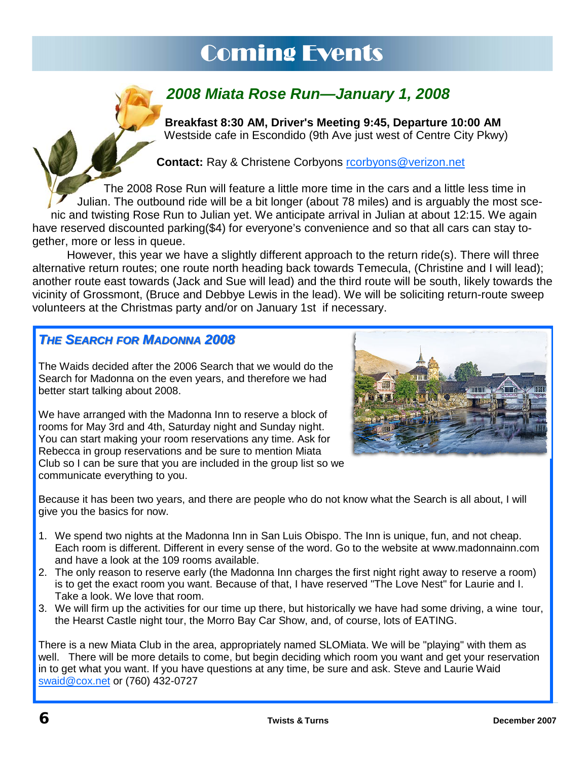# Coming Events

## 2008 Miata Rose Run—January 1, 2008

**Breakfast 8:30 AM, Driver's Meeting 9:45, Departure 10:00 AM**
Westside cafe in Escondido (9th Ave just west of Centre City Pkwy)

**Contact:** Ray & Christene Corbyons rcorbyons@verizon.net

The 2008 Rose Run will feature a little more time in the cars and a little less time in Julian. The outbound ride will be a bit longer (about 78 miles) and is arguably the most scenic and twisting Rose Run to Julian yet. We anticipate arrival in Julian at about 12:15. We again have reserved discounted parking($4) for everyone's convenience and so that all cars can stay together, more or less in queue.

However, this year we have a slightly different approach to the return ride(s). There will three alternative return routes; one route north heading back towards Temecula, (Christine and I will lead); another route east towards (Jack and Sue will lead) and the third route will be south, likely towards the vicinity of Grossmont, (Bruce and Debbye Lewis in the lead). We will be soliciting return-route sweep volunteers at the Christmas party and/or on January 1st if necessary.

## The Search for Madonna 2008

The Waids decided after the 2006 Search that we would do the Search for Madonna on the even years, and therefore we had better start talking about 2008.

We have arranged with the Madonna Inn to reserve a block of rooms for May 3rd and 4th, Saturday night and Sunday night. You can start making your room reservations any time. Ask for Rebecca in group reservations and be sure to mention Miata Club so I can be sure that you are included in the group list so we communicate everything to you.

Because it has been two years, and there are people who do not know what the Search is all about, I will give you the basics for now.

1. We spend two nights at the Madonna Inn in San Luis Obispo. The Inn is unique, fun, and not cheap. Each room is different. Different in every sense of the word. Go to the website at www.madonnainn.com and have a look at the 109 rooms available.
2. The only reason to reserve early (the Madonna Inn charges the first night right away to reserve a room) is to get the exact room you want. Because of that, I have reserved "The Love Nest" for Laurie and I. Take a look. We love that room.
3. We will firm up the activities for our time up there, but historically we have had some driving, a wine tour, the Hearst Castle night tour, the Morro Bay Car Show, and, of course, lots of EATING.

There is a new Miata Club in the area, appropriately named SLOMiata. We will be "playing" with them as well. There will be more details to come, but begin deciding which room you want and get your reservation in to get what you want. If you have questions at any time, be sure and ask. Steve and Laurie Waid swaid@cox.net or (760) 432-0727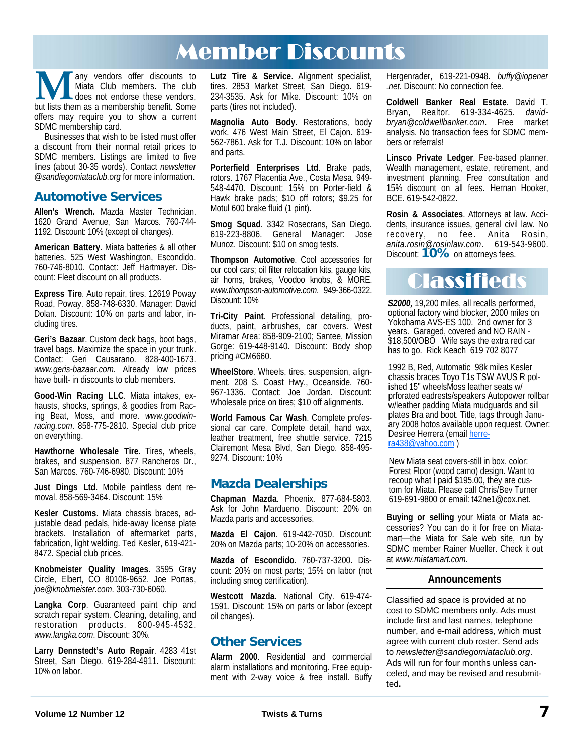# Member Discounts

Many vendors offer discounts to Miata Club members. The club does not endorse these vendors, but lists them as a membership benefit. Some offers may require you to show a current SDMC membership card.

Businesses that wish to be listed must offer a discount from their normal retail prices to SDMC members. Listings are limited to five lines (about 30-35 words). Contact *newsletter @sandiegomiataclub.org* for more information.

## Automotive Services

**Allen's Wrench.** Mazda Master Technician. 1620 Grand Avenue, San Marcos. 760-744-1192. Discount: 10% (except oil changes).

**American Battery**. Miata batteries & all other batteries. 525 West Washington, Escondido. 760-746-8010. Contact: Jeff Hartmayer. Discount: Fleet discount on all products.

**Express Tire**. Auto repair, tires. 12619 Poway Road, Poway. 858-748-6330. Manager: David Dolan. Discount: 10% on parts and labor, including tires.

**Geri's Bazaar**. Custom deck bags, boot bags, travel bags. Maximize the space in your trunk. Contact: Geri Causarano. 828-400-1673. *www.geris-bazaar.com*. Already low prices have built- in discounts to club members.

**Good-Win Racing LLC**. Miata intakes, exhausts, shocks, springs, & goodies from Racing Beat, Moss, and more. *www.goodwin-racing.com*. 858-775-2810. Special club price on everything.

**Hawthorne Wholesale Tire**. Tires, wheels, brakes, and suspension. 877 Rancheros Dr., San Marcos. 760-746-6980. Discount: 10%

**Just Dings Ltd**. Mobile paintless dent removal. 858-569-3464. Discount: 15%

**Kesler Customs**. Miata chassis braces, adjustable dead pedals, hide-away license plate brackets. Installation of aftermarket parts, fabrication, light welding. Ted Kesler, 619-421-8472. Special club prices.

**Knobmeister Quality Images**. 3595 Gray Circle, Elbert, CO 80106-9652. Joe Portas, *joe@knobmeister.com*. 303-730-6060.

**Langka Corp**. Guaranteed paint chip and scratch repair system. Cleaning, detailing, and restoration products. 800-945-4532. *www.langka.com*. Discount: 30%.

**Larry Dennstedt's Auto Repair**. 4283 41st Street, San Diego. 619-284-4911. Discount: 10% on labor.

**Lutz Tire & Service**. Alignment specialist, tires. 2853 Market Street, San Diego. 619-234-3535. Ask for Mike. Discount: 10% on parts (tires not included).

**Magnolia Auto Body**. Restorations, body work. 476 West Main Street, El Cajon. 619-562-7861. Ask for T.J. Discount: 10% on labor and parts.

**Porterfield Enterprises Ltd**. Brake pads, rotors. 1767 Placentia Ave., Costa Mesa. 949-548-4470. Discount: 15% on Porter-field & Hawk brake pads; $10 off rotors; $9.25 for Motul 600 brake fluid (1 pint).

**Smog Squad**. 3342 Rosecrans, San Diego. 619-223-8806. General Manager: Jose Munoz. Discount: $10 on smog tests.

**Thompson Automotive**. Cool accessories for our cool cars; oil filter relocation kits, gauge kits, air horns, brakes, Voodoo knobs, & MORE. *www.thompson-automotive.com*. 949-366-0322. Discount: 10%

**Tri-City Paint**. Professional detailing, products, paint, airbrushes, car covers. West Miramar Area: 858-909-2100; Santee, Mission Gorge: 619-448-9140. Discount: Body shop pricing #CM6660.

**WheelStore**. Wheels, tires, suspension, alignment. 208 S. Coast Hwy., Oceanside. 760-967-1336. Contact: Joe Jordan. Discount: Wholesale price on tires; $10 off alignments.

**World Famous Car Wash**. Complete professional car care. Complete detail, hand wax, leather treatment, free shuttle service. 7215 Clairemont Mesa Blvd, San Diego. 858-495-9274. Discount: 10%

## Mazda Dealerships

**Chapman Mazda**. Phoenix. 877-684-5803. Ask for John Mardueno. Discount: 20% on Mazda parts and accessories.

**Mazda El Cajon**. 619-442-7050. Discount: 20% on Mazda parts; 10-20% on accessories.

**Mazda of Escondido.** 760-737-3200. Discount: 20% on most parts; 15% on labor (not including smog certification).

**Westcott Mazda**. National City. 619-474-1591. Discount: 15% on parts or labor (except oil changes).

## Other Services

**Alarm 2000**. Residential and commercial alarm installations and monitoring. Free equipment with 2-way voice & free install. Buffy Hergenrader, 619-221-0948. *buffy@iopener .net*. Discount: No connection fee.

**Coldwell Banker Real Estate**. David T. Bryan, Realtor. 619-334-4625. *david-bryan@coldwellbanker.com*. Free market analysis. No transaction fees for SDMC members or referrals!

**Linsco Private Ledger**. Fee-based planner. Wealth management, estate, retirement, and investment planning. Free consultation and 15% discount on all fees. Hernan Hooker, BCE. 619-542-0822.

**Rosin & Associates**. Attorneys at law. Accidents, insurance issues, general civil law. No recovery, no fee. Anita Rosin, *anita.rosin@rosinlaw.com*. 619-543-9600. Discount: **10%** on attorneys fees.

# Classifieds

***S2000,*** 19,200 miles, all recalls performed, optional factory wind blocker, 2000 miles on Yokohama AVS-ES 100. 2nd owner for 3 years. Garaged, covered and NO RAIN - $18,500/OBO Wife says the extra red car has to go. Rick Keach 619 702 8077

1992 B, Red, Automatic 98k miles Kesler chassis braces Toyo T1s TSW AVUS R polished 15" wheelsMoss leather seats w/ prforated eadrests/speakers Autopower rollbar w/leather padding Miata mudguards and sill plates Bra and boot. Title, tags through January 2008 hotos available upon request. Owner: Desiree Herrera (email herrera438@yahoo.com )

New Miata seat covers-still in box. color: Forest Floor (wood camo) design. Want to recoup what I paid $195.00, they are custom for Miata. Please call Chris/Bev Turner 619-691-9800 or email: t42ne1@cox.net.

**Buying or selling** your Miata or Miata accessories? You can do it for free on Miatamart—the Miata for Sale web site, run by SDMC member Rainer Mueller. Check it out at *www.miatamart.com*.

### Announcements

Classified ad space is provided at no cost to SDMC members only. Ads must include first and last names, telephone number, and e-mail address, which must agree with current club roster. Send ads to *newsletter@sandiegomiataclub.org*. Ads will run for four months unless canceled, and may be revised and resubmitted.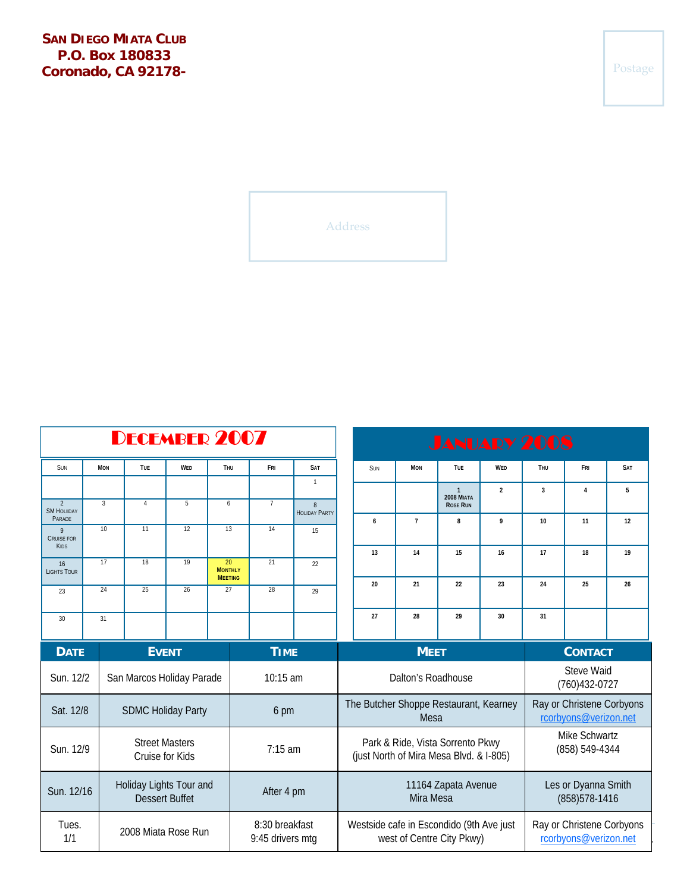**SAN DIEGO MIATA CLUB**
**P.O. Box 180833**
**Coronado, CA 92178-**

Postage

Address

## DECEMBER 2007

| SUN | MON | TUE | WED | THU | FRI | SAT |
|---|---|---|---|---|---|---|
| | | | | | | 1 |
| 2 SM HOLIDAY PARADE | 3 | 4 | 5 | 6 | 7 | 8 HOLIDAY PARTY |
| 9 CRUISE FOR KIDS | 10 | 11 | 12 | 13 | 14 | 15 |
| 16 LIGHTS TOUR | 17 | 18 | 19 | 20 MONTHLY MEETING | 21 | 22 |
| 23 | 24 | 25 | 26 | 27 | 28 | 29 |
| 30 | 31 | | | | | |

## JANUARY 2008

| SUN | MON | TUE | WED | THU | FRI | SAT |
|---|---|---|---|---|---|---|
| | | 1 2008 MIATA ROSE RUN | 2 | 3 | 4 | 5 |
| 6 | 7 | 8 | 9 | 10 | 11 | 12 |
| 13 | 14 | 15 | 16 | 17 | 18 | 19 |
| 20 | 21 | 22 | 23 | 24 | 25 | 26 |
| 27 | 28 | 29 | 30 | 31 | | |

| DATE | EVENT | TIME | MEET | CONTACT |
|---|---|---|---|---|
| Sun. 12/2 | San Marcos Holiday Parade | 10:15 am | Dalton's Roadhouse | Steve Waid (760)432-0727 |
| Sat. 12/8 | SDMC Holiday Party | 6 pm | The Butcher Shoppe Restaurant, Kearney Mesa | Ray or Christene Corbyons rcorbyons@verizon.net |
| Sun. 12/9 | Street Masters Cruise for Kids | 7:15 am | Park & Ride, Vista Sorrento Pkwy (just North of Mira Mesa Blvd. & I-805) | Mike Schwartz (858) 549-4344 |
| Sun. 12/16 | Holiday Lights Tour and Dessert Buffet | After 4 pm | 11164 Zapata Avenue Mira Mesa | Les or Dyanna Smith (858)578-1416 |
| Tues. 1/1 | 2008 Miata Rose Run | 8:30 breakfast 9:45 drivers mtg | Westside cafe in Escondido (9th Ave just west of Centre City Pkwy) | Ray or Christene Corbyons rcorbyons@verizon.net |